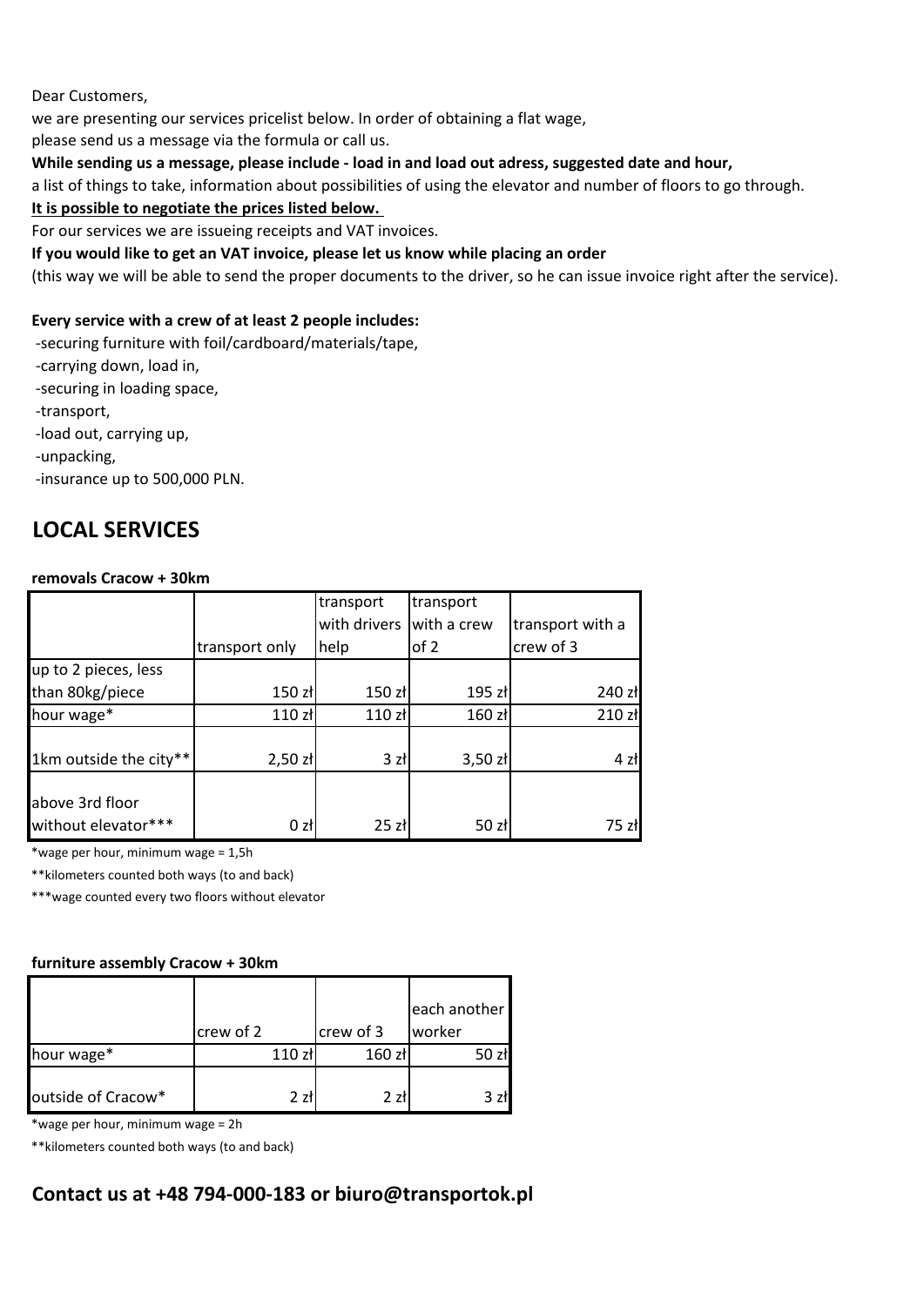Dear Customers,

we are presenting our services pricelist below. In order of obtaining a flat wage,

please send us a message via the formula or call us.

**While sending us a message, please include - load in and load out adress, suggested date and hour,**

a list of things to take, information about possibilities of using the elevator and number of floors to go through.

**<u>It is possible to negotiate the prices listed below.</u>**

For our services we are issueing receipts and VAT invoices.

**If you would like to get an VAT invoice, please let us know while placing an order**

(this way we will be able to send the proper documents to the driver, so he can issue invoice right after the service).

**Every service with a crew of at least 2 people includes:**

- securing furniture with foil/cardboard/materials/tape,
- carrying down, load in,
- securing in loading space,
- transport,
- load out, carrying up,
- unpacking,
- insurance up to 500,000 PLN.

## LOCAL SERVICES

**removals Cracow + 30km**

| | transport only | transport with drivers help | transport with a crew of 2 | transport with a crew of 3 |
|---|---|---|---|---|
| up to 2 pieces, less than 80kg/piece | 150 zł | 150 zł | 195 zł | 240 zł |
| hour wage* | 110 zł | 110 zł | 160 zł | 210 zł |
| 1km outside the city** | 2,50 zł | 3 zł | 3,50 zł | 4 zł |
| above 3rd floor without elevator*** | 0 zł | 25 zł | 50 zł | 75 zł |

*wage per hour, minimum wage = 1,5h

**kilometers counted both ways (to and back)

***wage counted every two floors without elevator

**furniture assembly Cracow + 30km**

| | crew of 2 | crew of 3 | each another worker |
|---|---|---|---|
| hour wage* | 110 zł | 160 zł | 50 zł |
| outside of Cracow* | 2 zł | 2 zł | 3 zł |

*wage per hour, minimum wage = 2h

**kilometers counted both ways (to and back)

## Contact us at +48 794-000-183 or biuro@transportok.pl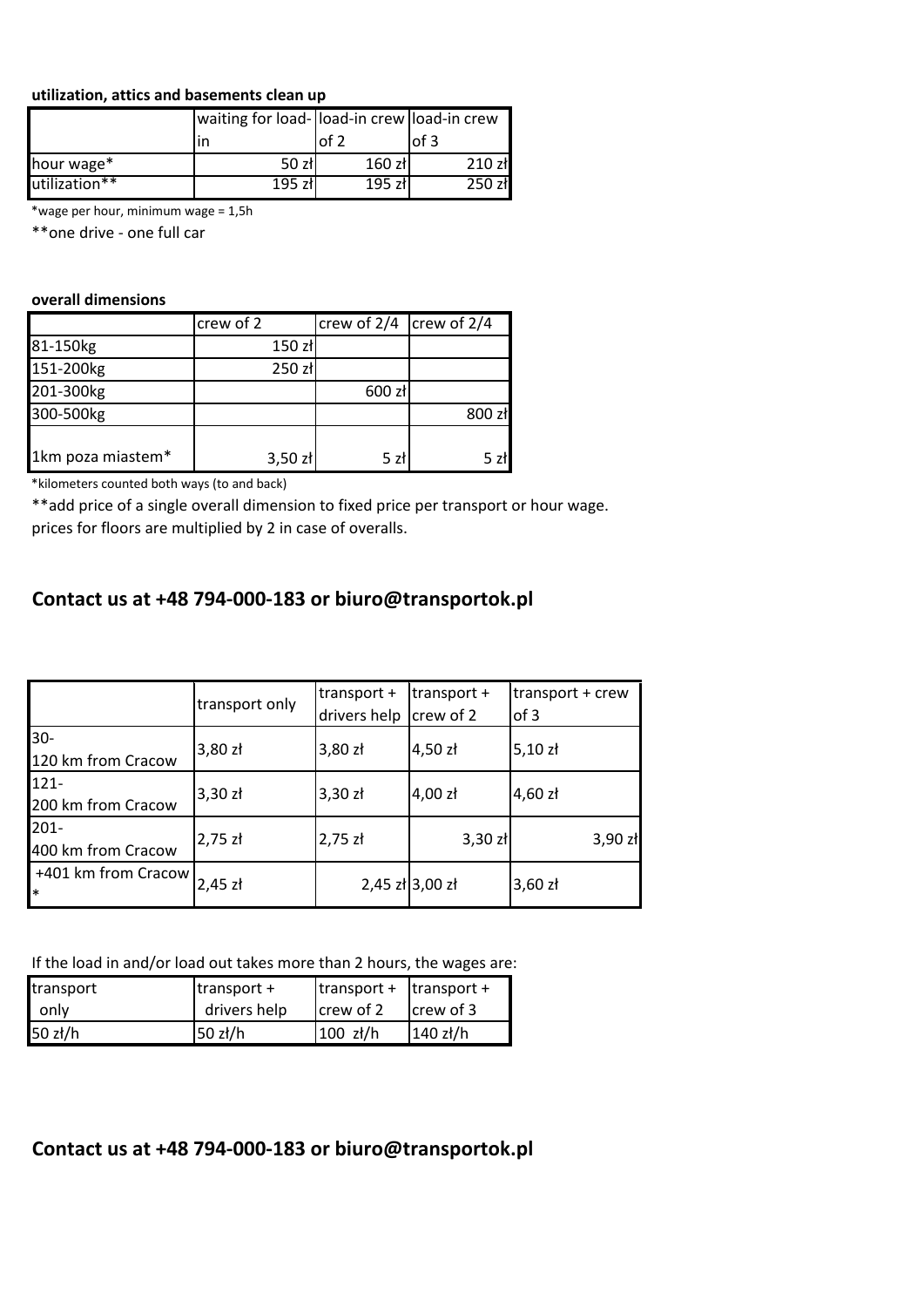**utilization, attics and basements clean up**

| | waiting for load-in | load-in crew of 2 | load-in crew of 3 |
|---|---|---|---|
| hour wage* | 50 zł | 160 zł | 210 zł |
| utilization** | 195 zł | 195 zł | 250 zł |

*wage per hour, minimum wage = 1,5h

**one drive - one full car

**overall dimensions**

| | crew of 2 | crew of 2/4 | crew of 2/4 |
|---|---|---|---|
| 81-150kg | 150 zł | | |
| 151-200kg | 250 zł | | |
| 201-300kg | | 600 zł | |
| 300-500kg | | | 800 zł |
| 1km poza miastem* | 3,50 zł | 5 zł | 5 zł |

*kilometers counted both ways (to and back)

**add price of a single overall dimension to fixed price per transport or hour wage.

prices for floors are multiplied by 2 in case of overalls.

## Contact us at +48 794-000-183 or biuro@transportok.pl

| | transport only | transport + drivers help | transport + crew of 2 | transport + crew of 3 |
|---|---|---|---|---|
| 30-120 km from Cracow | 3,80 zł | 3,80 zł | 4,50 zł | 5,10 zł |
| 121-200 km from Cracow | 3,30 zł | 3,30 zł | 4,00 zł | 4,60 zł |
| 201-400 km from Cracow | 2,75 zł | 2,75 zł | 3,30 zł | 3,90 zł |
| +401 km from Cracow * | 2,45 zł | 2,45 zł | 3,00 zł | 3,60 zł |

If the load in and/or load out takes more than 2 hours, the wages are:

| transport only | transport + drivers help | transport + crew of 2 | transport + crew of 3 |
|---|---|---|---|
| 50 zł/h | 50 zł/h | 100 zł/h | 140 zł/h |

## Contact us at +48 794-000-183 or biuro@transportok.pl